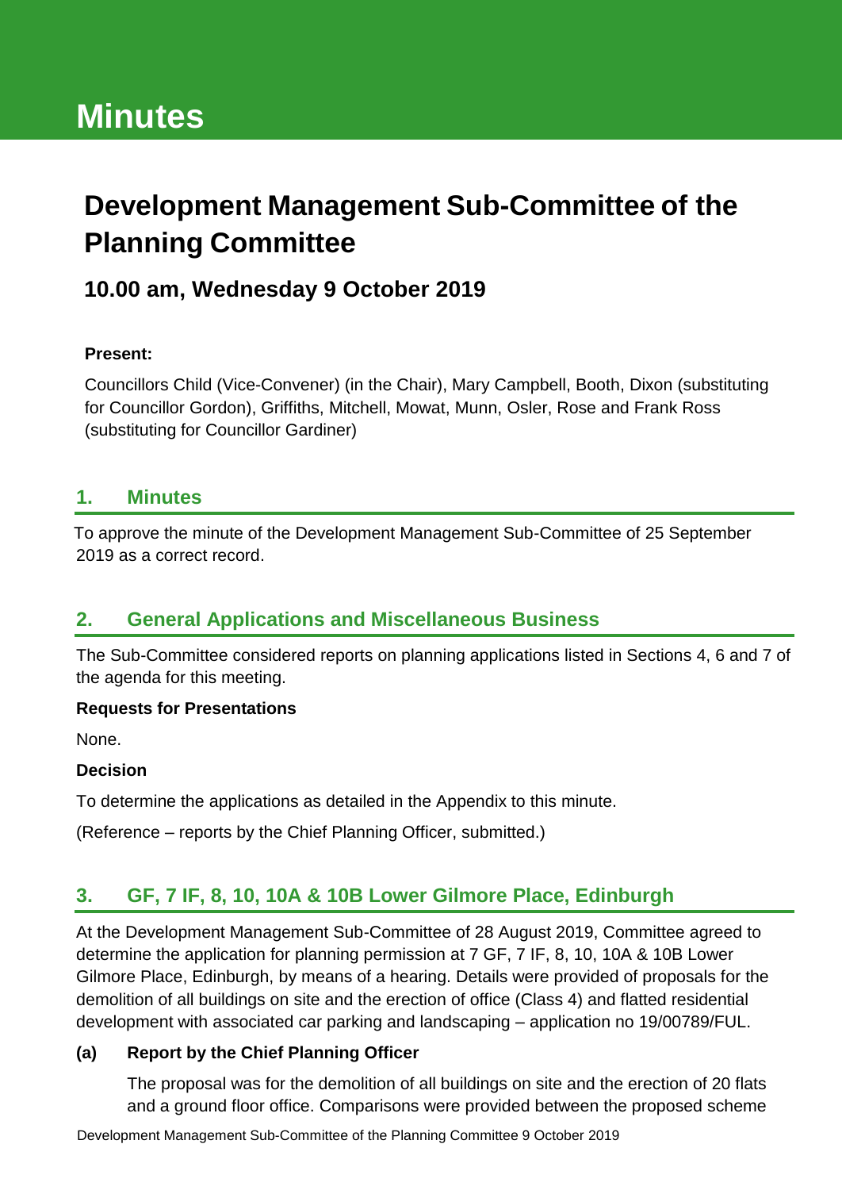# Minutes

# Development Management Sub-Committee of the Planning Committee

## 10.00 am, Wednesday 9 October 2019

**Present:**

Councillors Child (Vice-Convener) (in the Chair), Mary Campbell, Booth, Dixon (substituting for Councillor Gordon), Griffiths, Mitchell, Mowat, Munn, Osler, Rose and Frank Ross (substituting for Councillor Gardiner)

## 1. Minutes

To approve the minute of the Development Management Sub-Committee of 25 September 2019 as a correct record.

## 2. General Applications and Miscellaneous Business

The Sub-Committee considered reports on planning applications listed in Sections 4, 6 and 7 of the agenda for this meeting.

**Requests for Presentations**

None.

**Decision**

To determine the applications as detailed in the Appendix to this minute.

(Reference – reports by the Chief Planning Officer, submitted.)

## 3. GF, 7 IF, 8, 10, 10A & 10B Lower Gilmore Place, Edinburgh

At the Development Management Sub-Committee of 28 August 2019, Committee agreed to determine the application for planning permission at 7 GF, 7 IF, 8, 10, 10A & 10B Lower Gilmore Place, Edinburgh, by means of a hearing. Details were provided of proposals for the demolition of all buildings on site and the erection of office (Class 4) and flatted residential development with associated car parking and landscaping – application no 19/00789/FUL.

**(a) Report by the Chief Planning Officer**

The proposal was for the demolition of all buildings on site and the erection of 20 flats and a ground floor office. Comparisons were provided between the proposed scheme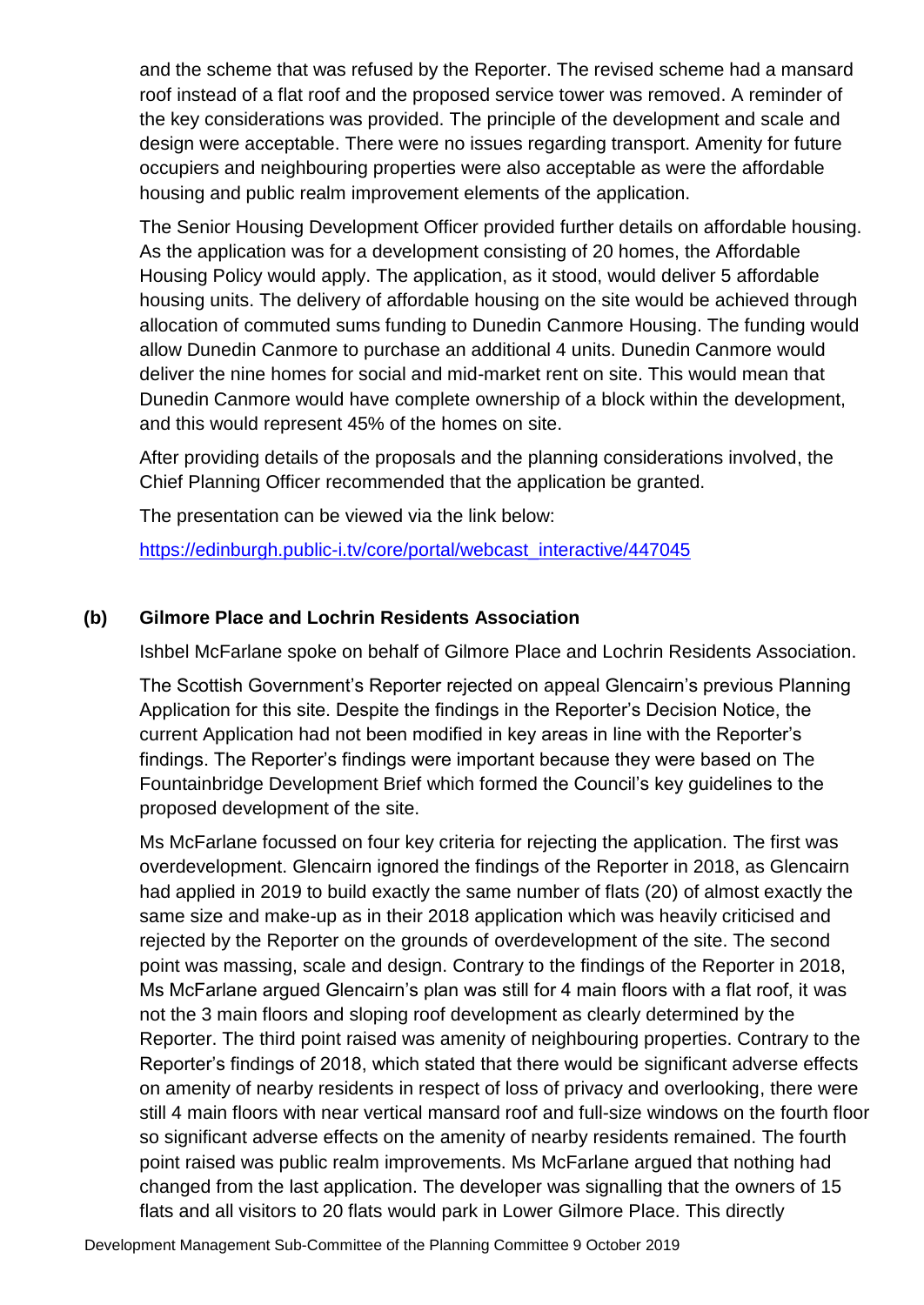and the scheme that was refused by the Reporter. The revised scheme had a mansard roof instead of a flat roof and the proposed service tower was removed. A reminder of the key considerations was provided. The principle of the development and scale and design were acceptable. There were no issues regarding transport. Amenity for future occupiers and neighbouring properties were also acceptable as were the affordable housing and public realm improvement elements of the application.

The Senior Housing Development Officer provided further details on affordable housing. As the application was for a development consisting of 20 homes, the Affordable Housing Policy would apply. The application, as it stood, would deliver 5 affordable housing units. The delivery of affordable housing on the site would be achieved through allocation of commuted sums funding to Dunedin Canmore Housing. The funding would allow Dunedin Canmore to purchase an additional 4 units. Dunedin Canmore would deliver the nine homes for social and mid-market rent on site. This would mean that Dunedin Canmore would have complete ownership of a block within the development, and this would represent 45% of the homes on site.

After providing details of the proposals and the planning considerations involved, the Chief Planning Officer recommended that the application be granted.

The presentation can be viewed via the link below:

https://edinburgh.public-i.tv/core/portal/webcast_interactive/447045

### (b) Gilmore Place and Lochrin Residents Association

Ishbel McFarlane spoke on behalf of Gilmore Place and Lochrin Residents Association.

The Scottish Government's Reporter rejected on appeal Glencairn's previous Planning Application for this site. Despite the findings in the Reporter's Decision Notice, the current Application had not been modified in key areas in line with the Reporter's findings. The Reporter's findings were important because they were based on The Fountainbridge Development Brief which formed the Council's key guidelines to the proposed development of the site.

Ms McFarlane focussed on four key criteria for rejecting the application. The first was overdevelopment. Glencairn ignored the findings of the Reporter in 2018, as Glencairn had applied in 2019 to build exactly the same number of flats (20) of almost exactly the same size and make-up as in their 2018 application which was heavily criticised and rejected by the Reporter on the grounds of overdevelopment of the site. The second point was massing, scale and design. Contrary to the findings of the Reporter in 2018, Ms McFarlane argued Glencairn's plan was still for 4 main floors with a flat roof, it was not the 3 main floors and sloping roof development as clearly determined by the Reporter. The third point raised was amenity of neighbouring properties. Contrary to the Reporter's findings of 2018, which stated that there would be significant adverse effects on amenity of nearby residents in respect of loss of privacy and overlooking, there were still 4 main floors with near vertical mansard roof and full-size windows on the fourth floor so significant adverse effects on the amenity of nearby residents remained. The fourth point raised was public realm improvements. Ms McFarlane argued that nothing had changed from the last application. The developer was signalling that the owners of 15 flats and all visitors to 20 flats would park in Lower Gilmore Place. This directly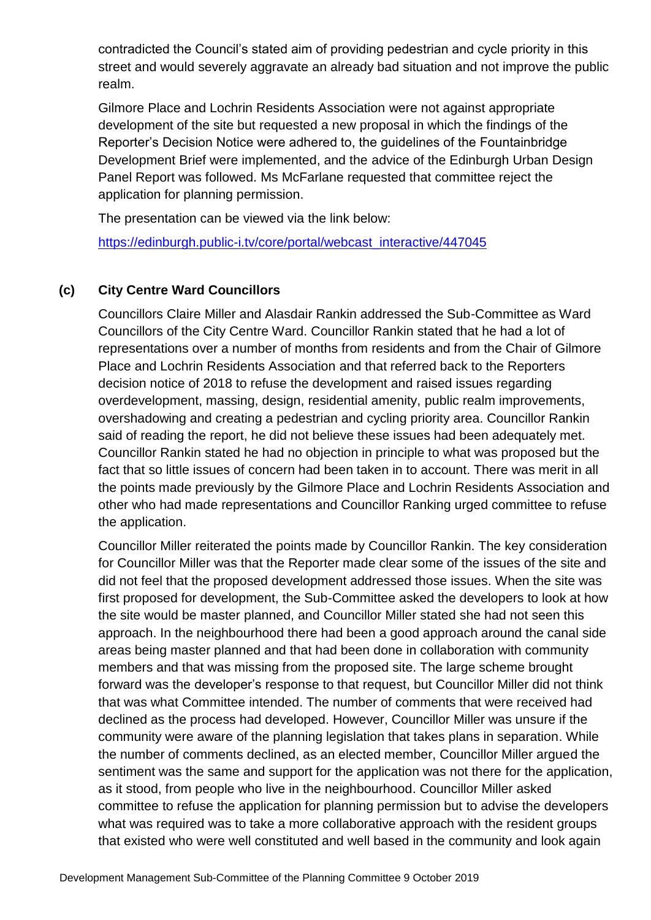contradicted the Council's stated aim of providing pedestrian and cycle priority in this street and would severely aggravate an already bad situation and not improve the public realm.

Gilmore Place and Lochrin Residents Association were not against appropriate development of the site but requested a new proposal in which the findings of the Reporter's Decision Notice were adhered to, the guidelines of the Fountainbridge Development Brief were implemented, and the advice of the Edinburgh Urban Design Panel Report was followed. Ms McFarlane requested that committee reject the application for planning permission.

The presentation can be viewed via the link below:

[https://edinburgh.public-i.tv/core/portal/webcast_interactive/447045](https://edinburgh.public-i.tv/core/portal/webcast_interactive/447045)

### (c) City Centre Ward Councillors

Councillors Claire Miller and Alasdair Rankin addressed the Sub-Committee as Ward Councillors of the City Centre Ward. Councillor Rankin stated that he had a lot of representations over a number of months from residents and from the Chair of Gilmore Place and Lochrin Residents Association and that referred back to the Reporters decision notice of 2018 to refuse the development and raised issues regarding overdevelopment, massing, design, residential amenity, public realm improvements, overshadowing and creating a pedestrian and cycling priority area. Councillor Rankin said of reading the report, he did not believe these issues had been adequately met. Councillor Rankin stated he had no objection in principle to what was proposed but the fact that so little issues of concern had been taken in to account. There was merit in all the points made previously by the Gilmore Place and Lochrin Residents Association and other who had made representations and Councillor Ranking urged committee to refuse the application.

Councillor Miller reiterated the points made by Councillor Rankin. The key consideration for Councillor Miller was that the Reporter made clear some of the issues of the site and did not feel that the proposed development addressed those issues. When the site was first proposed for development, the Sub-Committee asked the developers to look at how the site would be master planned, and Councillor Miller stated she had not seen this approach. In the neighbourhood there had been a good approach around the canal side areas being master planned and that had been done in collaboration with community members and that was missing from the proposed site. The large scheme brought forward was the developer's response to that request, but Councillor Miller did not think that was what Committee intended. The number of comments that were received had declined as the process had developed. However, Councillor Miller was unsure if the community were aware of the planning legislation that takes plans in separation. While the number of comments declined, as an elected member, Councillor Miller argued the sentiment was the same and support for the application was not there for the application, as it stood, from people who live in the neighbourhood. Councillor Miller asked committee to refuse the application for planning permission but to advise the developers what was required was to take a more collaborative approach with the resident groups that existed who were well constituted and well based in the community and look again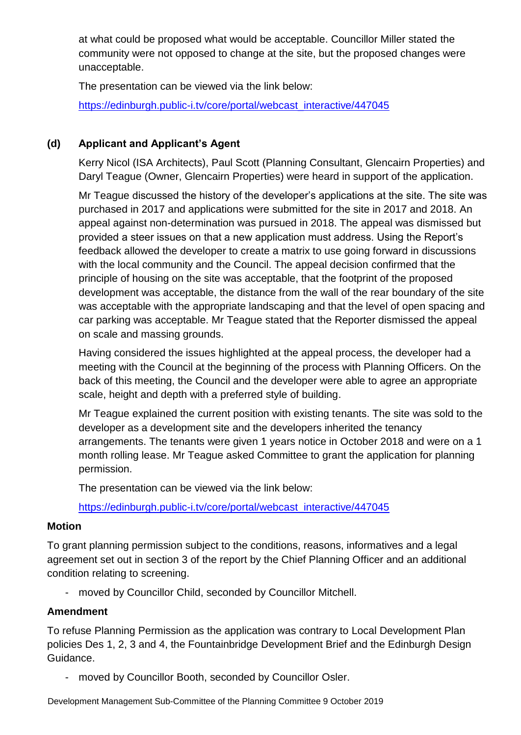at what could be proposed what would be acceptable. Councillor Miller stated the community were not opposed to change at the site, but the proposed changes were unacceptable.

The presentation can be viewed via the link below:

https://edinburgh.public-i.tv/core/portal/webcast_interactive/447045

**(d) Applicant and Applicant's Agent**

Kerry Nicol (ISA Architects), Paul Scott (Planning Consultant, Glencairn Properties) and Daryl Teague (Owner, Glencairn Properties) were heard in support of the application.

Mr Teague discussed the history of the developer's applications at the site. The site was purchased in 2017 and applications were submitted for the site in 2017 and 2018. An appeal against non-determination was pursued in 2018. The appeal was dismissed but provided a steer issues on that a new application must address. Using the Report's feedback allowed the developer to create a matrix to use going forward in discussions with the local community and the Council. The appeal decision confirmed that the principle of housing on the site was acceptable, that the footprint of the proposed development was acceptable, the distance from the wall of the rear boundary of the site was acceptable with the appropriate landscaping and that the level of open spacing and car parking was acceptable. Mr Teague stated that the Reporter dismissed the appeal on scale and massing grounds.

Having considered the issues highlighted at the appeal process, the developer had a meeting with the Council at the beginning of the process with Planning Officers. On the back of this meeting, the Council and the developer were able to agree an appropriate scale, height and depth with a preferred style of building.

Mr Teague explained the current position with existing tenants. The site was sold to the developer as a development site and the developers inherited the tenancy arrangements. The tenants were given 1 years notice in October 2018 and were on a 1 month rolling lease. Mr Teague asked Committee to grant the application for planning permission.

The presentation can be viewed via the link below:

https://edinburgh.public-i.tv/core/portal/webcast_interactive/447045

**Motion**

To grant planning permission subject to the conditions, reasons, informatives and a legal agreement set out in section 3 of the report by the Chief Planning Officer and an additional condition relating to screening.

- moved by Councillor Child, seconded by Councillor Mitchell.

**Amendment**

To refuse Planning Permission as the application was contrary to Local Development Plan policies Des 1, 2, 3 and 4, the Fountainbridge Development Brief and the Edinburgh Design Guidance.

- moved by Councillor Booth, seconded by Councillor Osler.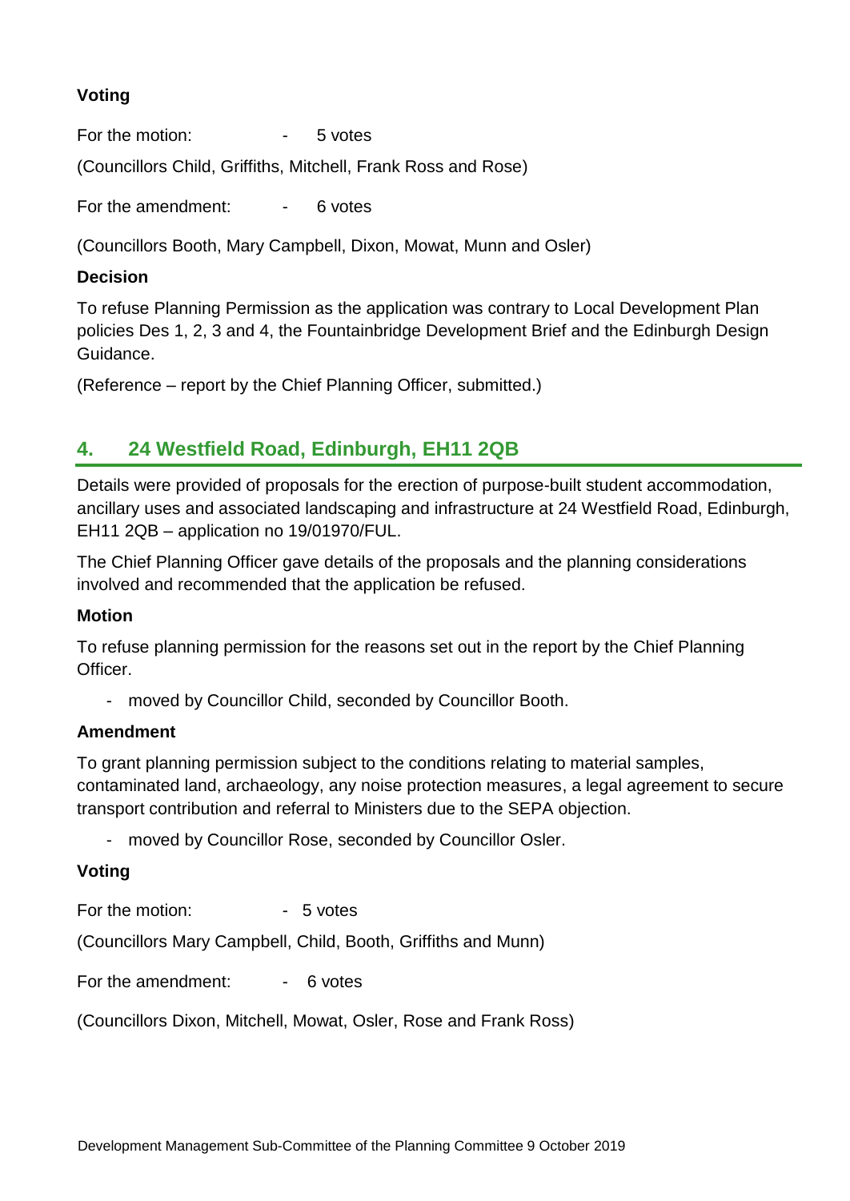### Voting

For the motion: - 5 votes

(Councillors Child, Griffiths, Mitchell, Frank Ross and Rose)

For the amendment: - 6 votes

(Councillors Booth, Mary Campbell, Dixon, Mowat, Munn and Osler)

### Decision

To refuse Planning Permission as the application was contrary to Local Development Plan policies Des 1, 2, 3 and 4, the Fountainbridge Development Brief and the Edinburgh Design Guidance.

(Reference – report by the Chief Planning Officer, submitted.)

## 4. 24 Westfield Road, Edinburgh, EH11 2QB

Details were provided of proposals for the erection of purpose-built student accommodation, ancillary uses and associated landscaping and infrastructure at 24 Westfield Road, Edinburgh, EH11 2QB – application no 19/01970/FUL.

The Chief Planning Officer gave details of the proposals and the planning considerations involved and recommended that the application be refused.

### Motion

To refuse planning permission for the reasons set out in the report by the Chief Planning Officer.

- moved by Councillor Child, seconded by Councillor Booth.

### Amendment

To grant planning permission subject to the conditions relating to material samples, contaminated land, archaeology, any noise protection measures, a legal agreement to secure transport contribution and referral to Ministers due to the SEPA objection.

- moved by Councillor Rose, seconded by Councillor Osler.

### Voting

For the motion: - 5 votes

(Councillors Mary Campbell, Child, Booth, Griffiths and Munn)

For the amendment: - 6 votes

(Councillors Dixon, Mitchell, Mowat, Osler, Rose and Frank Ross)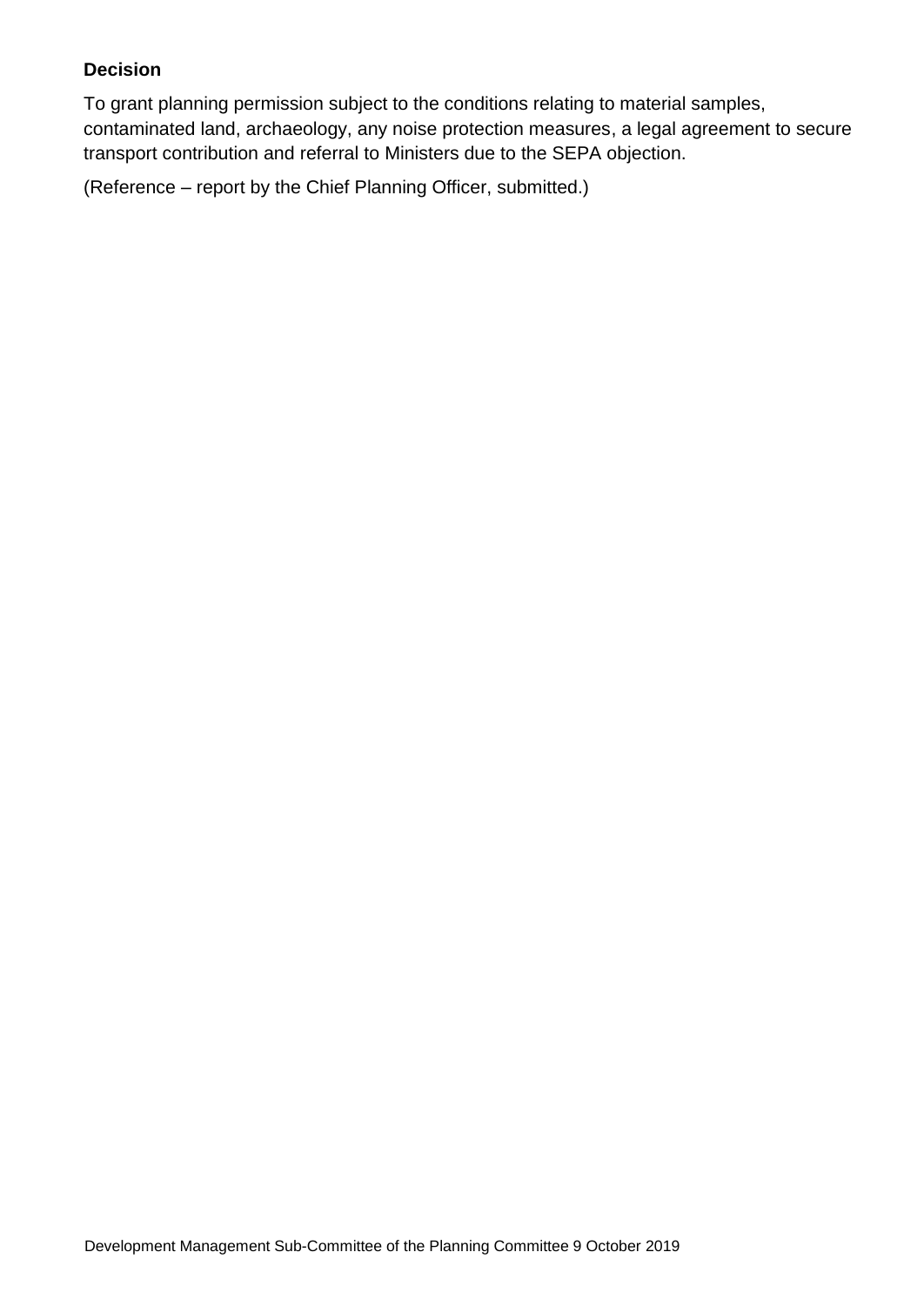**Decision**

To grant planning permission subject to the conditions relating to material samples, contaminated land, archaeology, any noise protection measures, a legal agreement to secure transport contribution and referral to Ministers due to the SEPA objection.

(Reference – report by the Chief Planning Officer, submitted.)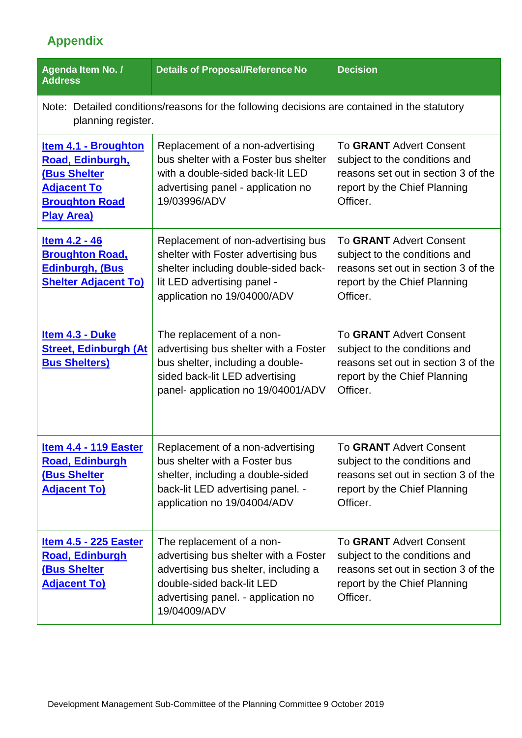## Appendix

| Agenda Item No. / Address | Details of Proposal/Reference No | Decision |
|---|---|---|
| Note: Detailed conditions/reasons for the following decisions are contained in the statutory planning register. | | |
| Item 4.1 - Broughton Road, Edinburgh, (Bus Shelter Adjacent To Broughton Road Play Area) | Replacement of a non-advertising bus shelter with a Foster bus shelter with a double-sided back-lit LED advertising panel - application no 19/03996/ADV | To **GRANT** Advert Consent subject to the conditions and reasons set out in section 3 of the report by the Chief Planning Officer. |
| Item 4.2 - 46 Broughton Road, Edinburgh, (Bus Shelter Adjacent To) | Replacement of non-advertising bus shelter with Foster advertising bus shelter including double-sided back-lit LED advertising panel - application no 19/04000/ADV | To **GRANT** Advert Consent subject to the conditions and reasons set out in section 3 of the report by the Chief Planning Officer. |
| Item 4.3 - Duke Street, Edinburgh (At Bus Shelters) | The replacement of a non-advertising bus shelter with a Foster bus shelter, including a double-sided back-lit LED advertising panel- application no 19/04001/ADV | To **GRANT** Advert Consent subject to the conditions and reasons set out in section 3 of the report by the Chief Planning Officer. |
| Item 4.4 - 119 Easter Road, Edinburgh (Bus Shelter Adjacent To) | Replacement of a non-advertising bus shelter with a Foster bus shelter, including a double-sided back-lit LED advertising panel. - application no 19/04004/ADV | To **GRANT** Advert Consent subject to the conditions and reasons set out in section 3 of the report by the Chief Planning Officer. |
| Item 4.5 - 225 Easter Road, Edinburgh (Bus Shelter Adjacent To) | The replacement of a non-advertising bus shelter with a Foster advertising bus shelter, including a double-sided back-lit LED advertising panel. - application no 19/04009/ADV | To **GRANT** Advert Consent subject to the conditions and reasons set out in section 3 of the report by the Chief Planning Officer. |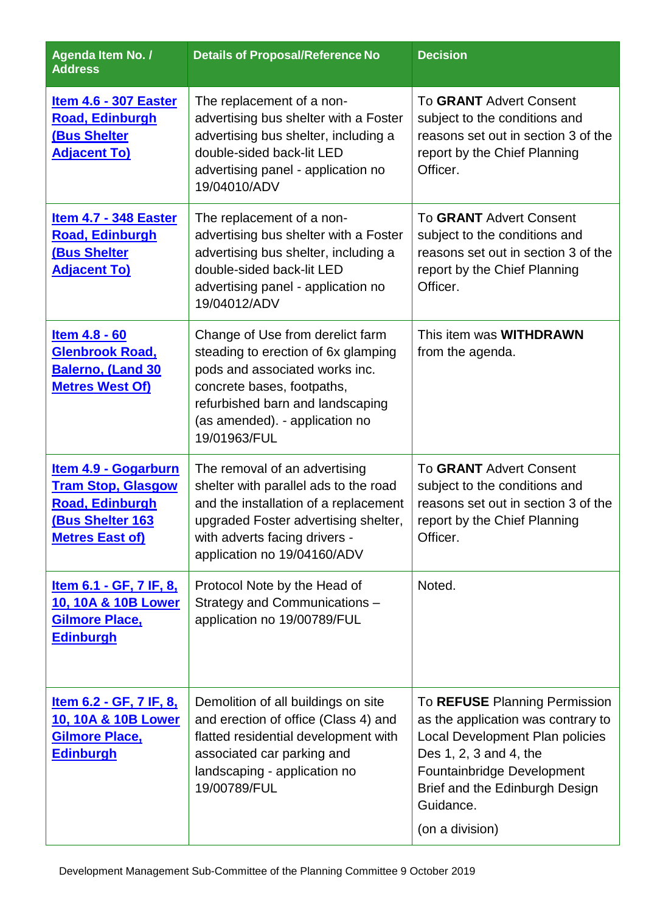| Agenda Item No. / Address | Details of Proposal/Reference No | Decision |
| --- | --- | --- |
| **Item 4.6 - 307 Easter Road, Edinburgh (Bus Shelter Adjacent To)** | The replacement of a non-advertising bus shelter with a Foster advertising bus shelter, including a double-sided back-lit LED advertising panel - application no 19/04010/ADV | To **GRANT** Advert Consent subject to the conditions and reasons set out in section 3 of the report by the Chief Planning Officer. |
| **Item 4.7 - 348 Easter Road, Edinburgh (Bus Shelter Adjacent To)** | The replacement of a non-advertising bus shelter with a Foster advertising bus shelter, including a double-sided back-lit LED advertising panel - application no 19/04012/ADV | To **GRANT** Advert Consent subject to the conditions and reasons set out in section 3 of the report by the Chief Planning Officer. |
| **Item 4.8 - 60 Glenbrook Road, Balerno, (Land 30 Metres West Of)** | Change of Use from derelict farm steading to erection of 6x glamping pods and associated works inc. concrete bases, footpaths, refurbished barn and landscaping (as amended). - application no 19/01963/FUL | This item was **WITHDRAWN** from the agenda. |
| **Item 4.9 - Gogarburn Tram Stop, Glasgow Road, Edinburgh (Bus Shelter 163 Metres East of)** | The removal of an advertising shelter with parallel ads to the road and the installation of a replacement upgraded Foster advertising shelter, with adverts facing drivers - application no 19/04160/ADV | To **GRANT** Advert Consent subject to the conditions and reasons set out in section 3 of the report by the Chief Planning Officer. |
| **Item 6.1 - GF, 7 IF, 8, 10, 10A & 10B Lower Gilmore Place, Edinburgh** | Protocol Note by the Head of Strategy and Communications – application no 19/00789/FUL | Noted. |
| **Item 6.2 - GF, 7 IF, 8, 10, 10A & 10B Lower Gilmore Place, Edinburgh** | Demolition of all buildings on site and erection of office (Class 4) and flatted residential development with associated car parking and landscaping - application no 19/00789/FUL | To **REFUSE** Planning Permission as the application was contrary to Local Development Plan policies Des 1, 2, 3 and 4, the Fountainbridge Development Brief and the Edinburgh Design Guidance.<br><br>(on a division) |

Development Management Sub-Committee of the Planning Committee 9 October 2019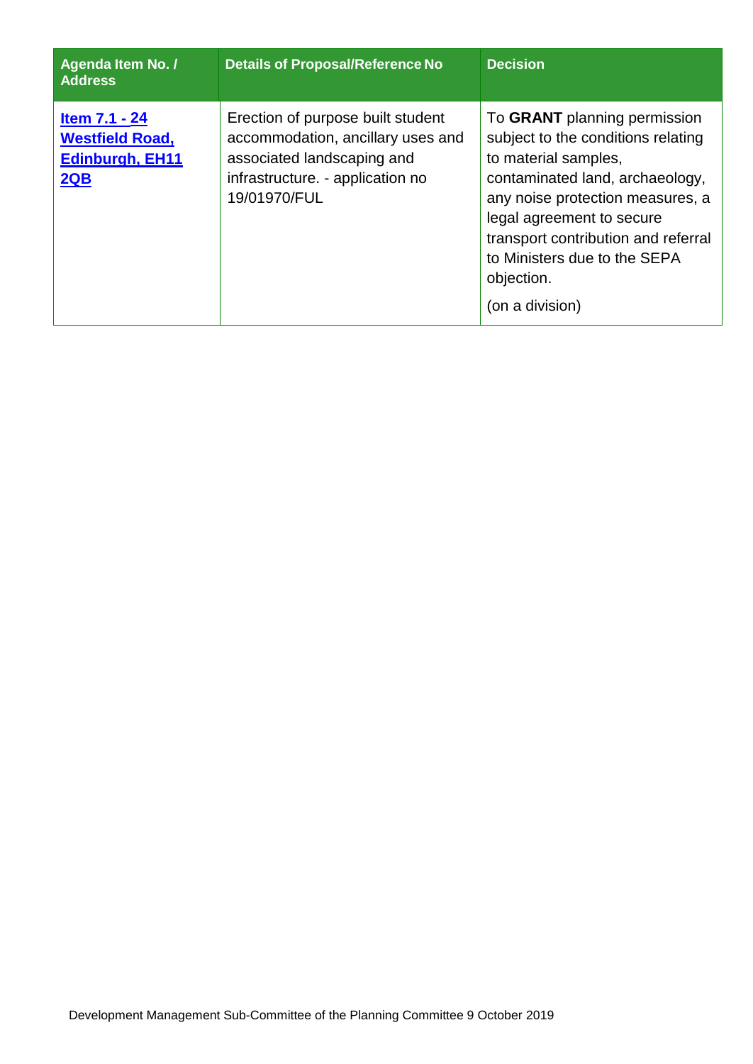| Agenda Item No. / Address | Details of Proposal/Reference No | Decision |
| --- | --- | --- |
| **Item 7.1 - 24 Westfield Road, Edinburgh, EH11 2QB** | Erection of purpose built student accommodation, ancillary uses and associated landscaping and infrastructure. - application no 19/01970/FUL | To **GRANT** planning permission subject to the conditions relating to material samples, contaminated land, archaeology, any noise protection measures, a legal agreement to secure transport contribution and referral to Ministers due to the SEPA objection.<br><br>(on a division) |